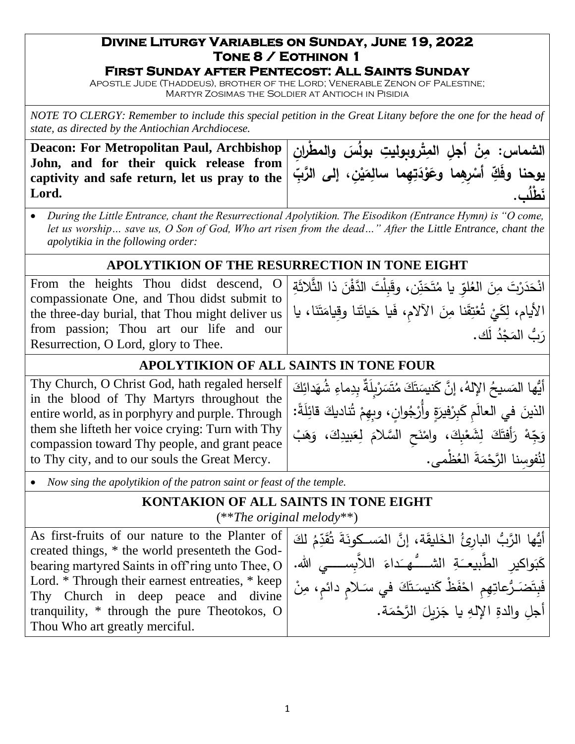# Divine Liturgy Variables on Sunday, June 19, 2022
## Tone 8 / Eothinon 1
### First Sunday after Pentecost: All Saints Sunday

Apostle Jude (Thaddeus), brother of the Lord; Venerable Zenon of Palestine; Martyr Zosimas the Soldier at Antioch in Pisidia

*NOTE TO CLERGY: Remember to include this special petition in the Great Litany before the one for the head of state, as directed by the Antiochian Archdiocese.*

| | |
|---|---|
| **Deacon: For Metropolitan Paul, Archbishop John, and for their quick release from captivity and safe return, let us pray to the Lord.** | **الشماس: مِنْ أجلِ المِتْروبوليتِ بولُسَ والمطْرانِ يوحنا وفَكِّ أسْرِهِما وعَوْدَتِهِما سالِمَيْنِ، إلى الرَّبِّ نَطْلُب.** |

- *During the Little Entrance, chant the Resurrectional Apolytikion. The Eisodikon (Entrance Hymn) is "O come, let us worship… save us, O Son of God, Who art risen from the dead…" After the Little Entrance, chant the apolytikia in the following order:*

## APOLYTIKION OF THE RESURRECTION IN TONE EIGHT

| | |
|---|---|
| From the heights Thou didst descend, O compassionate One, and Thou didst submit to the three-day burial, that Thou might deliver us from passion; Thou art our life and our Resurrection, O Lord, glory to Thee. | انْحَدَرْتَ مِنَ العُلوِّ يا مُتَحَنِّن، وقَبِلْتَ الدَّفْنَ ذا الثَّلاثَةِ الأيام، لِكَيْ تُعْتِقَنا مِنَ الآلامِ، فَيا حَياتَنا وقِيامَتَنَا، يا رَبُّ المَجْدُ لَك. |

## APOLYTIKION OF ALL SAINTS IN TONE FOUR

| | |
|---|---|
| Thy Church, O Christ God, hath regaled herself in the blood of Thy Martyrs throughout the entire world, as in porphyry and purple. Through them she lifteth her voice crying: Turn with Thy compassion toward Thy people, and grant peace to Thy city, and to our souls the Great Mercy. | أيُّها المَسيحُ الإلهُ، إنَّ كَنيسَتَكَ مُتَسَرْبِلَةٌ بِدِماءِ شُهَدائِكَ الذينَ في العالَمِ كَبِرْفيرَةٍ وأُرْجُوانٍ، وبِهِمْ تُناديكَ قائِلَةً: وَجِّهْ رَأفتَكَ لِشَعْبِكَ، وامْنَحِ السَّلامَ لِعَبيدِكَ، وَهَبْ لِنُفوسِنا الرَّحْمَةَ العُظْمى. |

- *Now sing the apolytikion of the patron saint or feast of the temple.*

## KONTAKION OF ALL SAINTS IN TONE EIGHT
(\*\**The original melody*\*\*)

| | |
|---|---|
| As first-fruits of our nature to the Planter of created things, * the world presenteth the God-bearing martyred Saints in off'ring unto Thee, O Lord. * Through their earnest entreaties, * keep Thy Church in deep peace and divine tranquility, * through the pure Theotokos, O Thou Who art greatly merciful. | أيُّها الرَّبُّ البارِئُ الخَليقَة، إنَّ المَسكونَةَ تُقَدِّمُ لكَ كَبَواكيرِ الطَّبيعَةِ الشُّهَداءَ اللاَّبِسي الله. فَبِتَضَرُّعاتِهِم احْفَظْ كَنيسَتَكَ في سَلامٍ دائمٍ، مِنْ أجلِ والدةِ الإلهِ يا جَزيلَ الرَّحْمَة. |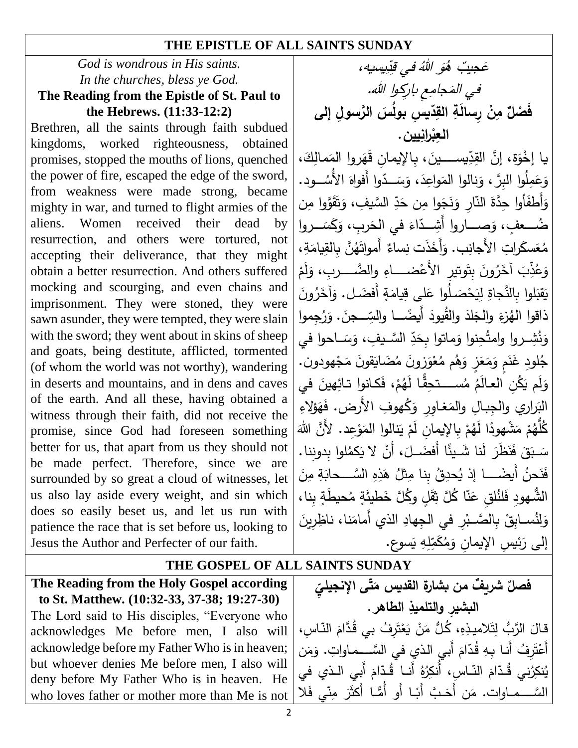## THE EPISTLE OF ALL SAINTS SUNDAY

*God is wondrous in His saints.*
*In the churches, bless ye God.*

**The Reading from the Epistle of St. Paul to the Hebrews. (11:33-12:2)**

Brethren, all the saints through faith subdued kingdoms, worked righteousness, obtained promises, stopped the mouths of lions, quenched the power of fire, escaped the edge of the sword, from weakness were made strong, became mighty in war, and turned to flight armies of the aliens. Women received their dead by resurrection, and others were tortured, not accepting their deliverance, that they might obtain a better resurrection. And others suffered mocking and scourging, and even chains and imprisonment. They were stoned, they were sawn asunder, they were tempted, they were slain with the sword; they went about in skins of sheep and goats, being destitute, afflicted, tormented (of whom the world was not worthy), wandering in deserts and mountains, and in dens and caves of the earth. And all these, having obtained a witness through their faith, did not receive the promise, since God had foreseen something better for us, that apart from us they should not be made perfect. Therefore, since we are surrounded by so great a cloud of witnesses, let us also lay aside every weight, and sin which does so easily beset us, and let us run with patience the race that is set before us, looking to Jesus the Author and Perfecter of our faith.

*عَجيبٌ هُوَ اللهُ في قِدِّيسيه،*
*في المَجامِعِ بارِكوا الله.*

**فَصْلٌ مِنْ رِسالَةِ القِدّيسِ بولُسَ الرَّسولِ إلى العِبْرانِيين.**

يا إخْوَة، إنَّ القِدِّيسينَ، بالإيمانِ قَهَروا المَمالِكَ، وَعَمِلُوا البِرَّ، وَنالوا المَواعِدَ، وَسَدّوا أَفواهَ الأُسود. وَأَطفَأوا حِدَّةَ النّارِ وَنَجَوا مِن حَدِّ السَّيفِ، وَتَقَوَّوا مِن ضُعفٍ، وَصاروا أَشِدّاءَ في الحَربِ، وَكَسَروا مُعَسكَراتِ الأَجانِب. وَأَخَذَت نِساءٌ أَمواتَهُنَّ بِالقِيامَةِ، وَعُذِّبَ آخَرُونَ بِتَوتيرِ الأَعْضاءِ والضَّربِ، وَلَمْ يَقبَلوا بِالنَّجاةِ لِيَحْصَلُوا عَلى قِيامَةٍ أَفضَل. وَآخَرُونَ ذاقوا الهُزءَ والجَلدَ والقُيودَ أَيضًا والسِّجنَ. وَرُجِموا وَنُشِروا وامتُحِنوا وَماتوا بِحَدِّ السَّيفِ، وَساحوا في جُلودِ غَنَمٍ وَمَعَزٍ وَهُم مُعْوَزونَ مُضايَقونَ مَجْهودون. وَلَم يَكُنِ العالَمُ مُستَحِقًّا لَهُمْ، فَكانوا تائِهينَ في البَراري والجِبالِ والمَغاوِرِ وَكُهوفِ الأَرض. فَهَؤلاءِ كُلُّهُمْ مَشْهودًا لَهُمْ بِالإيمانِ لَمْ يَنالوا المَوْعِد. لأَنَّ اللهَ سَبَقَ فَنَظَرَ لَنا شَيئًا أَفضَلَ، أَنْ لا يَكمُلوا بِدونِنا. فَنَحنُ أَيضًا إذ يُحدِقُ بِنا مِثلُ هَذِهِ السَّحابَةِ مِنَ الشُّهودِ فَلنُلقِ عَنّا كُلَّ ثِقَلٍ وكُلَّ خَطيئَةٍ مُحيطَةٍ بِنا، وَلنُسابِقْ بِالصَّبْرِ في الجِهادِ الذي أَمامَنا، ناظِرِينَ إلى رَئيسِ الإيمانِ وَمُكَمِّلِهِ يَسوع.

## THE GOSPEL OF ALL SAINTS SUNDAY

**The Reading from the Holy Gospel according to St. Matthew. (10:32-33, 37-38; 19:27-30)**

The Lord said to His disciples, "Everyone who acknowledges Me before men, I also will acknowledge before my Father Who is in heaven; but whoever denies Me before men, I also will deny before My Father Who is in heaven. He who loves father or mother more than Me is not

**فصلٌ شريفٌ من بشارة القديس مَتّى الإنجيليِّ البشيرِ والتلميذِ الطاهر.**

قالَ الرَّبُّ لِتَلاميذِهِ، كُلُّ مَنْ يَعْتَرِفُ بي قُدَّامَ النّاسِ، أَعْتَرِفُ أَنا بِهِ قُدّامَ أَبِي الذي في السَّماواتِ. وَمَن يُنكِرُني قُدّامَ النّاسِ، أُنكِرُهُ أَنا قُدّامَ أَبِي الذي في السَّماوات. مَن أَحَبَّ أَبًا أَو أُمًّا أَكثَرَ مِنّي فَلا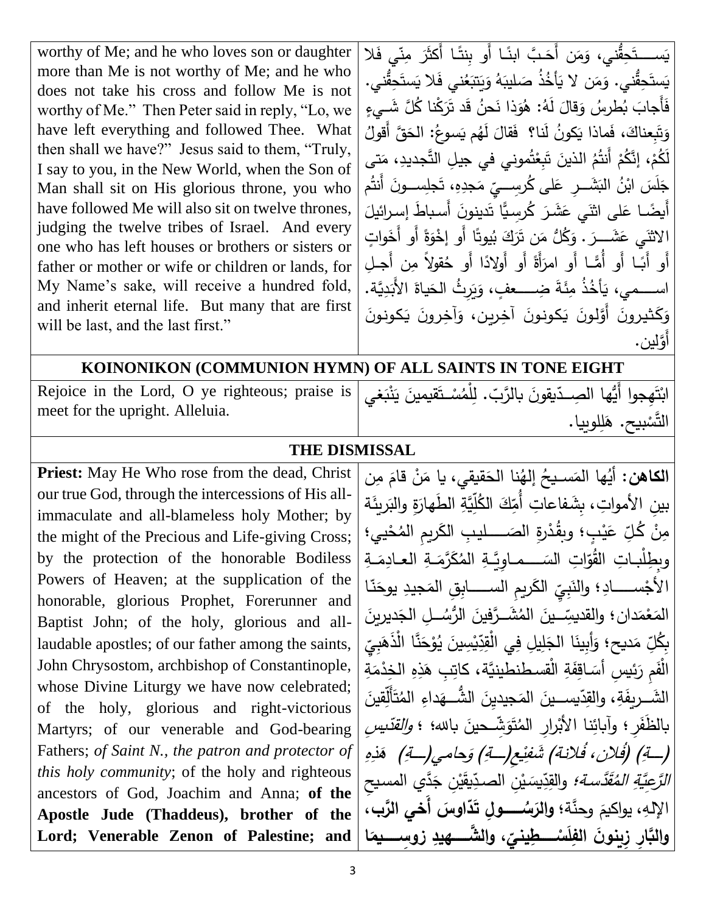| | |
|---|---|
| worthy of Me; and he who loves son or daughter more than Me is not worthy of Me; and he who does not take his cross and follow Me is not worthy of Me." Then Peter said in reply, "Lo, we have left everything and followed Thee. What then shall we have?" Jesus said to them, "Truly, I say to you, in the New World, when the Son of Man shall sit on His glorious throne, you who have followed Me will also sit on twelve thrones, judging the twelve tribes of Israel. And every one who has left houses or brothers or sisters or father or mother or wife or children or lands, for My Name's sake, will receive a hundred fold, and inherit eternal life. But many that are first will be last, and the last first." | يَستَحِقُّني، وَمَن أَحَبَّ ابنًا أَو بِنتًا أَكثَرَ مِنّي فَلا يَستَحِقُّني. وَمَن لا يَأخُذُ صَليبَهُ وَيَتبَعُني فَلا يَستَحِقُّني. فَأَجابَ بُطرسُ وَقالَ لَهُ: هُوَذا نَحنُ قَد تَرَكْنا كُلَّ شَيءٍ وَتَبِعناكَ، فَماذا يَكونُ لَنا؟ فَقالَ لَهُم يَسوعُ: الحَقَّ أَقولُ لَكُمْ، إِنَّكُمْ أَنتُمُ الذينَ تَبِعْتُموني في جيلِ التَّجديدِ، مَتى جَلَسَ ابْنُ البَشَرِ عَلى كُرسِيِّ مَجدِهِ، تَجلِسونَ أَنتُم أَيضًا عَلى اثنَي عَشَرَ كُرسِيًّا تَدينونَ أَسباطَ إِسرائيلَ الاثنَي عَشَرَ. وَكُلُّ مَن تَرَكَ بُيوتًا أَو إِخْوَةً أَو أَخَواتٍ أَو أَبًا أَو أُمًّا أَو امرَأَةً أَو أَولادًا أَو حُقولاً مِن أَجلِ اسمي، يَأخُذُ مِئَةَ ضِعفٍ، وَيَرِثُ الحَياةَ الأَبَدِيَّةَ. وَكَثيرونَ أَوَّلونَ يَكونونَ آخِرين، وَآخِرونَ يَكونونَ أَوَّلين. |

## KOINONIKON (COMMUNION HYMN) OF ALL SAINTS IN TONE EIGHT

| | |
|---|---|
| Rejoice in the Lord, O ye righteous; praise is meet for the upright. Alleluia. | ابْتَهِجوا أَيُّها الصِدّيقونَ بالرَّبّ. لِلْمُستَقيمينَ يَنْبَغي التَّسْبيح. هَلِلويا. |

## THE DISMISSAL

| | |
|---|---|
| **Priest:** May He Who rose from the dead, Christ our true God, through the intercessions of His all-immaculate and all-blameless holy Mother; by the might of the Precious and Life-giving Cross; by the protection of the honorable Bodiless Powers of Heaven; at the supplication of the honorable, glorious Prophet, Forerunner and Baptist John; of the holy, glorious and all-laudable apostles; of our father among the saints, John Chrysostom, archbishop of Constantinople, whose Divine Liturgy we have now celebrated; of the holy, glorious and right-victorious Martyrs; of our venerable and God-bearing Fathers; *of Saint N., the patron and protector of this holy community*; of the holy and righteous ancestors of God, Joachim and Anna; **of the Apostle Jude (Thaddeus), brother of the Lord; Venerable Zenon of Palestine; and** | **الكاهن:** أَيُها المَسيحُ إلهُنا الحَقيقي، يا مَنْ قامَ مِن بينِ الأمواتِ، بِشَفاعاتِ أُمِّكَ الكُلِّيَّةِ الطَهارَةِ والبَريئَة مِنْ كُلِّ عَيْبٍ؛ وبِقُدْرَةِ الصَليبِ الكَريمِ المُحْيي؛ وبِطِلْباتِ القُوّاتِ السَماوِيَّةِ المُكَرَّمَةِ العادِمَةِ الأجْسادِ؛ والنَبِيِّ الكَريمِ السابِقِ المَجيدِ يوحَنّا المَعْمَدان؛ والقديسّينَ المُشَرَّفينَ الرُّسُلِ الجَديرينَ بِكُلِّ مَديح؛ وَأَبِينَا الجَلِيلِ فِي الْقِدِّيْسِينَ يُوْحَنَّا الْذَهَبِيّ الْفَمِ رَئِيسِ أَسَاقِفَةِ الْقسطنطينيَّة، كاتِبِ هَذِهِ الخِدْمَةِ الشَريفَةِ، والقِدّيسينَ المَجيدينَ الشُّهَداءِ المُتَأَلِّقينَ بالظَفَرِ؛ وآبائِنا الأبْرارِ المُتَوَشِّحينَ بالله؛ *والقدّيس (ـةِ) (فُلان، فُلانة) شَفيْع(ـةِ) وَحامي(ـةِ) هَذِهِ الرَّعِيَّةِ المُقَدَّسَة؛* والقِدّيسَيْنِ الصدّيقَيْنِ جَدَّي المسيحِ الإلهِ، يواكيمَ وحنَّة؛ **والرَسُولِ تَدّاوسَ أَخي الرَّب، والبَّارِ زِينونَ الفِلَسْطِينيّ، والشَّهيدِ زوسِيمَا** |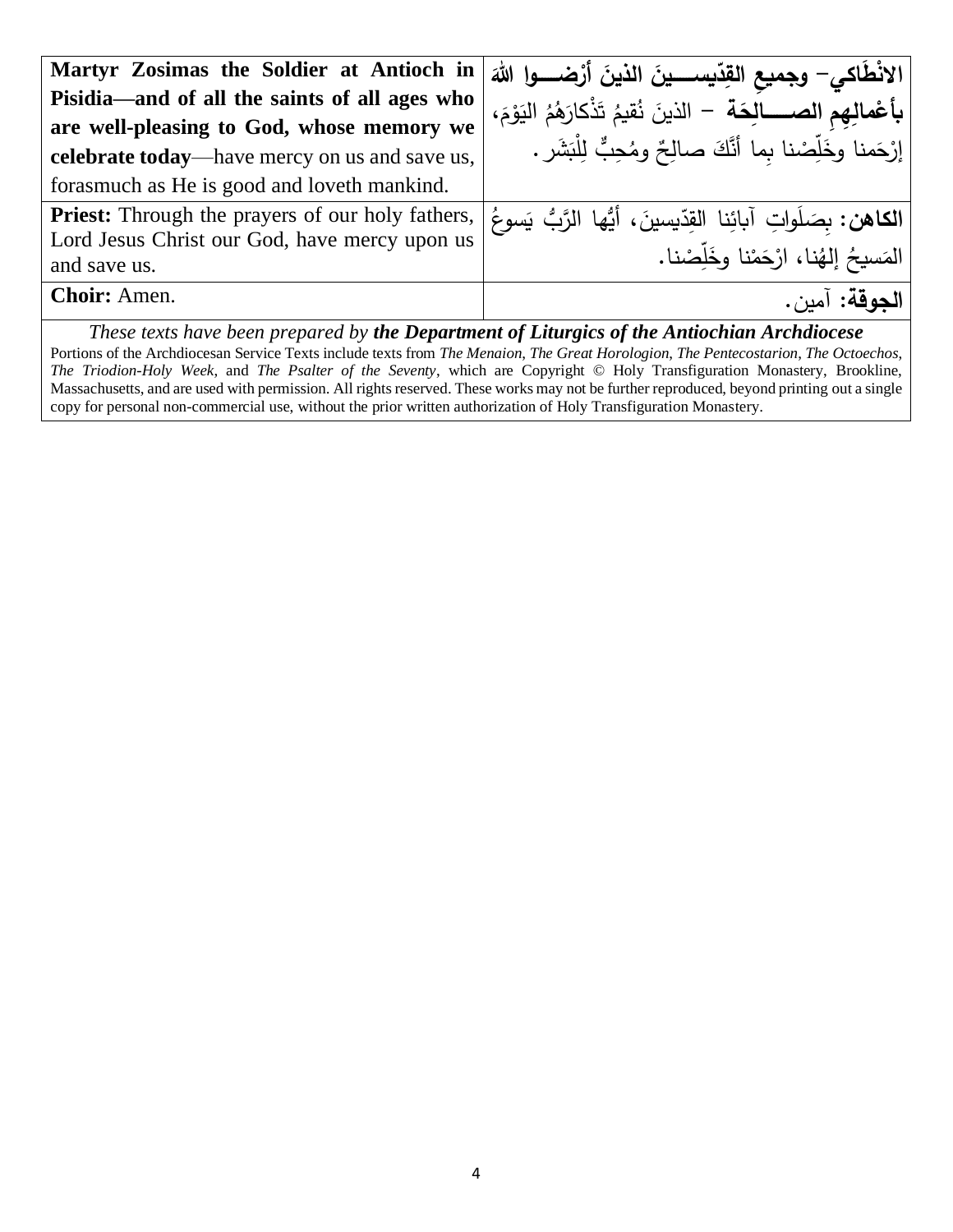| | |
|---|---|
| **Martyr Zosimas the Soldier at Antioch in Pisidia—and of all the saints of all ages who are well-pleasing to God, whose memory we celebrate today**—have mercy on us and save us, forasmuch as He is good and loveth mankind. | **الانْطَاكي– وجميعِ القِدّيســـينَ الذينَ أرْضـــوا اللهَ بأعْمالِهِمِ الصـــالِحَة** – الذينَ نُقيمُ تَذْكارَهُمُ اليَوْمَ، إرْحَمنا وخَلِّصْنا بِما أنَّكَ صالِحٌ ومُحِبٌّ لِلْبَشَر. |
| **Priest:** Through the prayers of our holy fathers, Lord Jesus Christ our God, have mercy upon us and save us. | **الكاهن:** بِصَلَواتِ آبائِنا القِدّيسينَ، أيُّها الرَّبُّ يَسوعُ المَسيحُ إلهُنا، ارْحَمْنا وخَلِّصْنا. |
| **Choir:** Amen. | **الجوقة:** آمين. |

*These texts have been prepared by* ***the Department of Liturgics of the Antiochian Archdiocese***

Portions of the Archdiocesan Service Texts include texts from *The Menaion*, *The Great Horologion*, *The Pentecostarion*, *The Octoechos*, *The Triodion-Holy Week*, and *The Psalter of the Seventy*, which are Copyright © Holy Transfiguration Monastery, Brookline, Massachusetts, and are used with permission. All rights reserved. These works may not be further reproduced, beyond printing out a single copy for personal non-commercial use, without the prior written authorization of Holy Transfiguration Monastery.